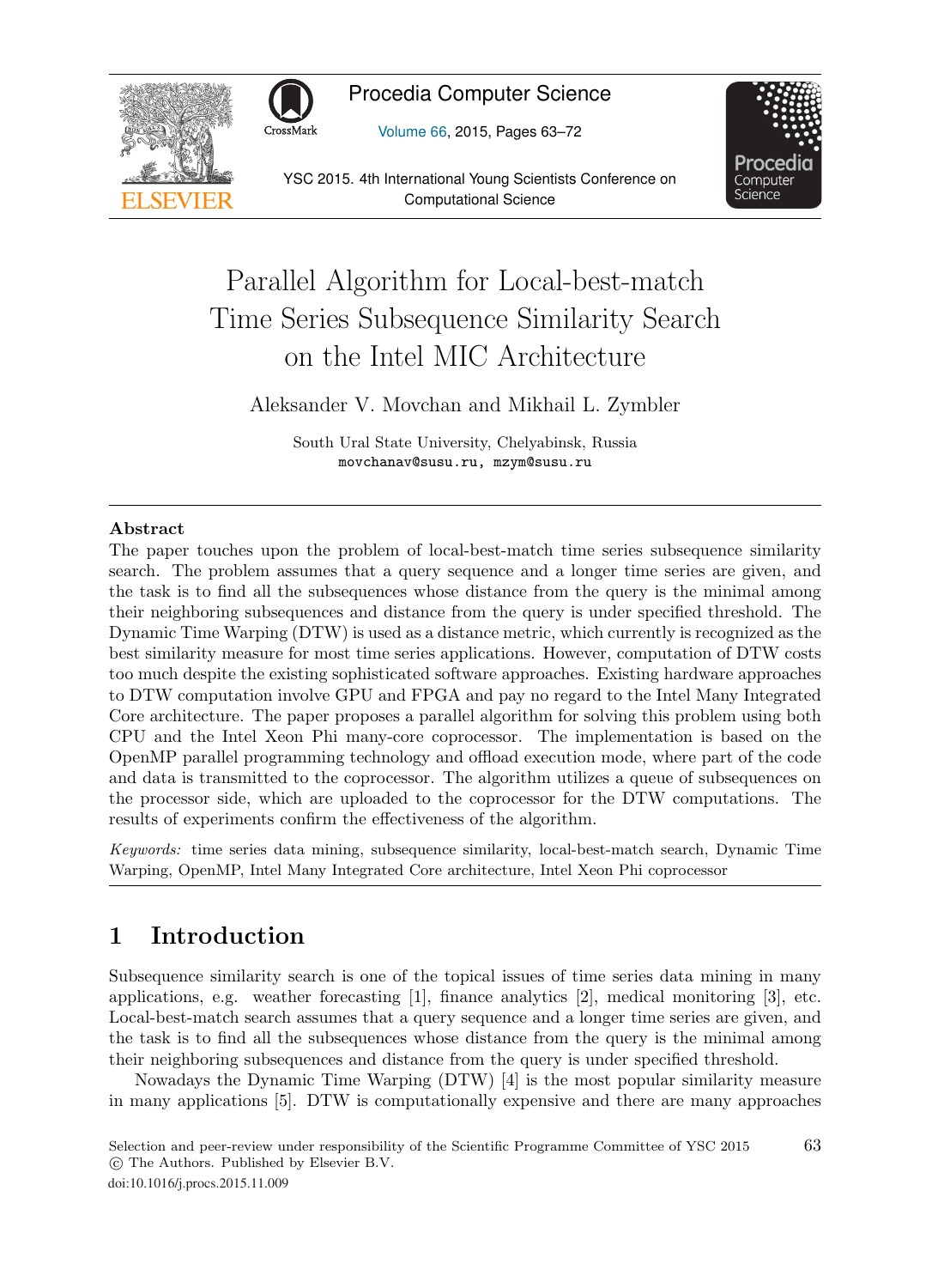# Parallel Algorithm for Local-best-match Time Series Subsequence Similarity Search on the Intel MIC Architecture

Aleksander V. Movchan and Mikhail L. Zymbler

South Ural State University, Chelyabinsk, Russia
movchanav@susu.ru, mzym@susu.ru

## Abstract

The paper touches upon the problem of local-best-match time series subsequence similarity search. The problem assumes that a query sequence and a longer time series are given, and the task is to find all the subsequences whose distance from the query is the minimal among their neighboring subsequences and distance from the query is under specified threshold. The Dynamic Time Warping (DTW) is used as a distance metric, which currently is recognized as the best similarity measure for most time series applications. However, computation of DTW costs too much despite the existing sophisticated software approaches. Existing hardware approaches to DTW computation involve GPU and FPGA and pay no regard to the Intel Many Integrated Core architecture. The paper proposes a parallel algorithm for solving this problem using both CPU and the Intel Xeon Phi many-core coprocessor. The implementation is based on the OpenMP parallel programming technology and offload execution mode, where part of the code and data is transmitted to the coprocessor. The algorithm utilizes a queue of subsequences on the processor side, which are uploaded to the coprocessor for the DTW computations. The results of experiments confirm the effectiveness of the algorithm.

*Keywords:* time series data mining, subsequence similarity, local-best-match search, Dynamic Time Warping, OpenMP, Intel Many Integrated Core architecture, Intel Xeon Phi coprocessor

## 1 Introduction

Subsequence similarity search is one of the topical issues of time series data mining in many applications, e.g. weather forecasting [1], finance analytics [2], medical monitoring [3], etc. Local-best-match search assumes that a query sequence and a longer time series are given, and the task is to find all the subsequences whose distance from the query is the minimal among their neighboring subsequences and distance from the query is under specified threshold.

Nowadays the Dynamic Time Warping (DTW) [4] is the most popular similarity measure in many applications [5]. DTW is computationally expensive and there are many approaches

Selection and peer-review under responsibility of the Scientific Programme Committee of YSC 2015
© The Authors. Published by Elsevier B.V.
doi:10.1016/j.procs.2015.11.009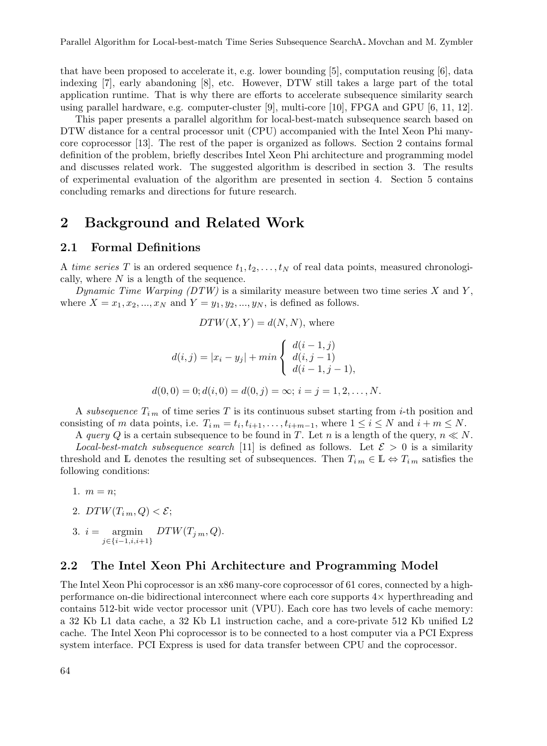that have been proposed to accelerate it, e.g. lower bounding [5], computation reusing [6], data indexing [7], early abandoning [8], etc. However, DTW still takes a large part of the total application runtime. That is why there are efforts to accelerate subsequence similarity search using parallel hardware, e.g. computer-cluster [9], multi-core [10], FPGA and GPU [6, 11, 12].

This paper presents a parallel algorithm for local-best-match subsequence search based on DTW distance for a central processor unit (CPU) accompanied with the Intel Xeon Phi many-core coprocessor [13]. The rest of the paper is organized as follows. Section 2 contains formal definition of the problem, briefly describes Intel Xeon Phi architecture and programming model and discusses related work. The suggested algorithm is described in section 3. The results of experimental evaluation of the algorithm are presented in section 4. Section 5 contains concluding remarks and directions for future research.

## 2 Background and Related Work

### 2.1 Formal Definitions

A *time series* $T$ is an ordered sequence $t_1, t_2, \ldots, t_N$ of real data points, measured chronologically, where $N$ is a length of the sequence.

*Dynamic Time Warping (DTW)* is a similarity measure between two time series $X$ and $Y$, where $X = x_1, x_2, ..., x_N$ and $Y = y_1, y_2, ..., y_N$, is defined as follows.

$$DTW(X, Y) = d(N, N), \text{ where}$$

$$d(i,j) = |x_i - y_j| + min \begin{cases} d(i-1, j) \\ d(i, j-1) \\ d(i-1, j-1), \end{cases}$$

$$d(0,0) = 0; d(i,0) = d(0,j) = \infty;\ i = j = 1, 2, \ldots, N.$$

A *subsequence* $T_{i\,m}$ of time series $T$ is its continuous subset starting from $i$-th position and consisting of $m$ data points, i.e. $T_{i\,m} = t_i, t_{i+1}, \ldots, t_{i+m-1}$, where $1 \leq i \leq N$ and $i + m \leq N$.

A *query* $Q$ is a certain subsequence to be found in $T$. Let $n$ is a length of the query, $n \ll N$.

*Local-best-match subsequence search* [11] is defined as follows. Let $\mathcal{E} > 0$ is a similarity threshold and $\mathbb{L}$ denotes the resulting set of subsequences. Then $T_{i\,m} \in \mathbb{L} \Leftrightarrow T_{i\,m}$ satisfies the following conditions:

1. $m = n$;
2. $DTW(T_{i\,m}, Q) < \mathcal{E}$;
3. $i = \underset{j \in \{i-1, i, i+1\}}{\operatorname{argmin}} DTW(T_{j\,m}, Q)$.

### 2.2 The Intel Xeon Phi Architecture and Programming Model

The Intel Xeon Phi coprocessor is an x86 many-core coprocessor of 61 cores, connected by a high-performance on-die bidirectional interconnect where each core supports 4× hyperthreading and contains 512-bit wide vector processor unit (VPU). Each core has two levels of cache memory: a 32 Kb L1 data cache, a 32 Kb L1 instruction cache, and a core-private 512 Kb unified L2 cache. The Intel Xeon Phi coprocessor is to be connected to a host computer via a PCI Express system interface. PCI Express is used for data transfer between CPU and the coprocessor.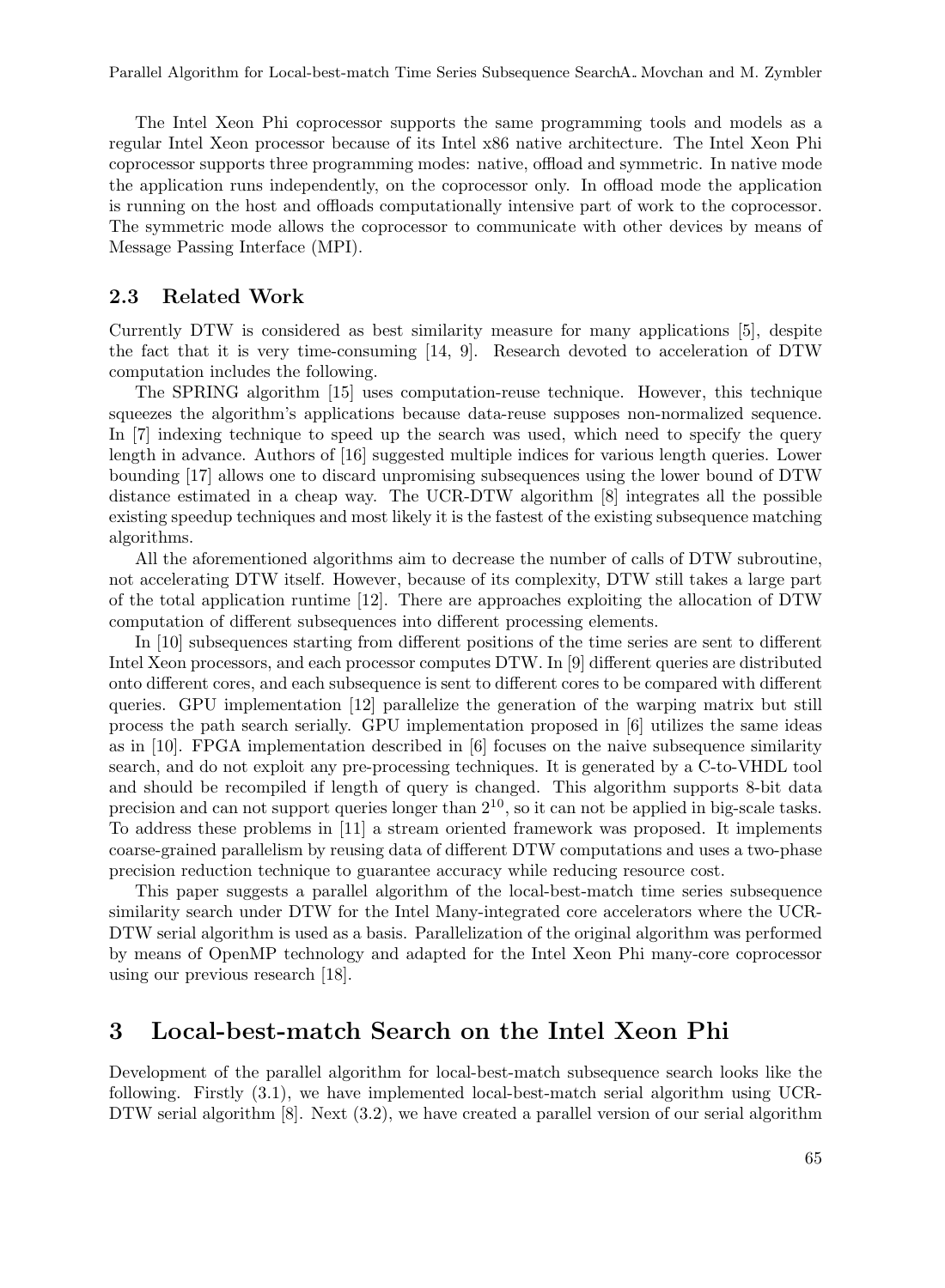The Intel Xeon Phi coprocessor supports the same programming tools and models as a regular Intel Xeon processor because of its Intel x86 native architecture. The Intel Xeon Phi coprocessor supports three programming modes: native, offload and symmetric. In native mode the application runs independently, on the coprocessor only. In offload mode the application is running on the host and offloads computationally intensive part of work to the coprocessor. The symmetric mode allows the coprocessor to communicate with other devices by means of Message Passing Interface (MPI).

### 2.3 Related Work

Currently DTW is considered as best similarity measure for many applications [5], despite the fact that it is very time-consuming [14, 9]. Research devoted to acceleration of DTW computation includes the following.

The SPRING algorithm [15] uses computation-reuse technique. However, this technique squeezes the algorithm's applications because data-reuse supposes non-normalized sequence. In [7] indexing technique to speed up the search was used, which need to specify the query length in advance. Authors of [16] suggested multiple indices for various length queries. Lower bounding [17] allows one to discard unpromising subsequences using the lower bound of DTW distance estimated in a cheap way. The UCR-DTW algorithm [8] integrates all the possible existing speedup techniques and most likely it is the fastest of the existing subsequence matching algorithms.

All the aforementioned algorithms aim to decrease the number of calls of DTW subroutine, not accelerating DTW itself. However, because of its complexity, DTW still takes a large part of the total application runtime [12]. There are approaches exploiting the allocation of DTW computation of different subsequences into different processing elements.

In [10] subsequences starting from different positions of the time series are sent to different Intel Xeon processors, and each processor computes DTW. In [9] different queries are distributed onto different cores, and each subsequence is sent to different cores to be compared with different queries. GPU implementation [12] parallelize the generation of the warping matrix but still process the path search serially. GPU implementation proposed in [6] utilizes the same ideas as in [10]. FPGA implementation described in [6] focuses on the naive subsequence similarity search, and do not exploit any pre-processing techniques. It is generated by a C-to-VHDL tool and should be recompiled if length of query is changed. This algorithm supports 8-bit data precision and can not support queries longer than $2^{10}$, so it can not be applied in big-scale tasks. To address these problems in [11] a stream oriented framework was proposed. It implements coarse-grained parallelism by reusing data of different DTW computations and uses a two-phase precision reduction technique to guarantee accuracy while reducing resource cost.

This paper suggests a parallel algorithm of the local-best-match time series subsequence similarity search under DTW for the Intel Many-integrated core accelerators where the UCR-DTW serial algorithm is used as a basis. Parallelization of the original algorithm was performed by means of OpenMP technology and adapted for the Intel Xeon Phi many-core coprocessor using our previous research [18].

## 3 Local-best-match Search on the Intel Xeon Phi

Development of the parallel algorithm for local-best-match subsequence search looks like the following. Firstly (3.1), we have implemented local-best-match serial algorithm using UCR-DTW serial algorithm [8]. Next (3.2), we have created a parallel version of our serial algorithm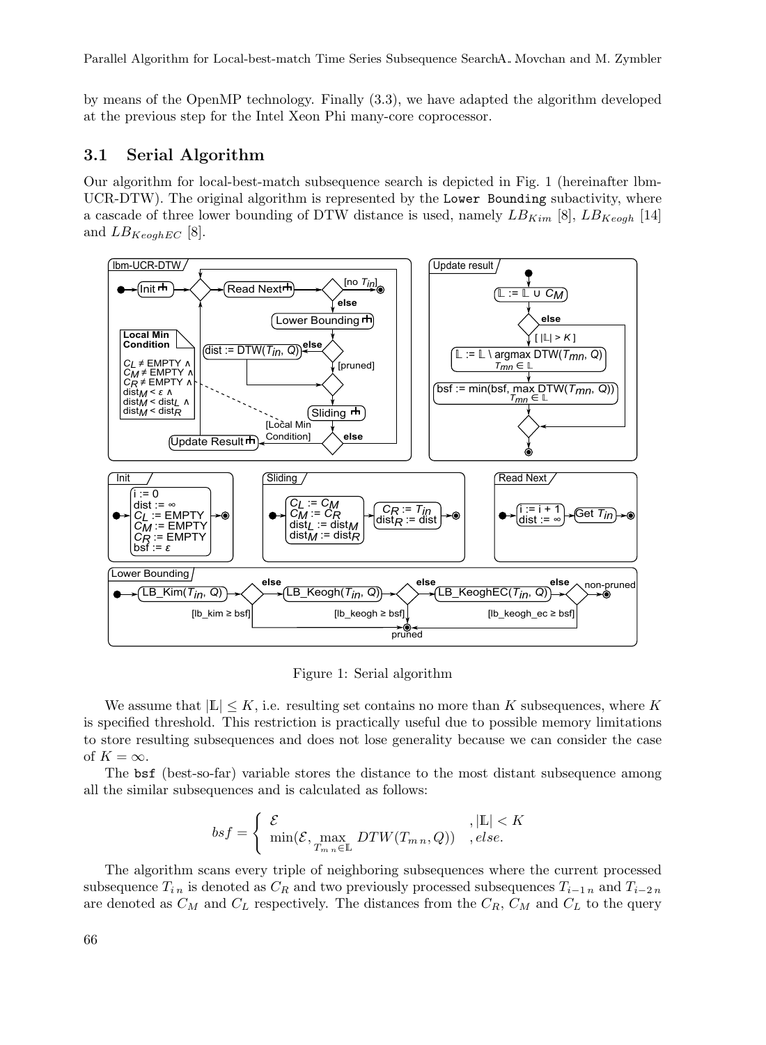by means of the OpenMP technology. Finally (3.3), we have adapted the algorithm developed at the previous step for the Intel Xeon Phi many-core coprocessor.

### 3.1 Serial Algorithm

Our algorithm for local-best-match subsequence search is depicted in Fig. 1 (hereinafter lbm-UCR-DTW). The original algorithm is represented by the `Lower Bounding` subactivity, where a cascade of three lower bounding of DTW distance is used, namely $LB_{Kim}$ [8], $LB_{Keogh}$ [14] and $LB_{KeoghEC}$ [8].

Figure 1: Serial algorithm

We assume that $|\mathbb{L}| \le K$, i.e. resulting set contains no more than $K$ subsequences, where $K$ is specified threshold. This restriction is practically useful due to possible memory limitations to store resulting subsequences and does not lose generality because we can consider the case of $K = \infty$.

The `bsf` (best-so-far) variable stores the distance to the most distant subsequence among all the similar subsequences and is calculated as follows:

$$bsf = \begin{cases} \mathcal{E} & , |\mathbb{L}| < K \\ \min(\mathcal{E}, \max\limits_{T_{m\,n} \in \mathbb{L}} DTW(T_{m\,n}, Q)) & , else. \end{cases}$$

The algorithm scans every triple of neighboring subsequences where the current processed subsequence $T_{i\,n}$ is denoted as $C_R$ and two previously processed subsequences $T_{i-1\,n}$ and $T_{i-2\,n}$ are denoted as $C_M$ and $C_L$ respectively. The distances from the $C_R$, $C_M$ and $C_L$ to the query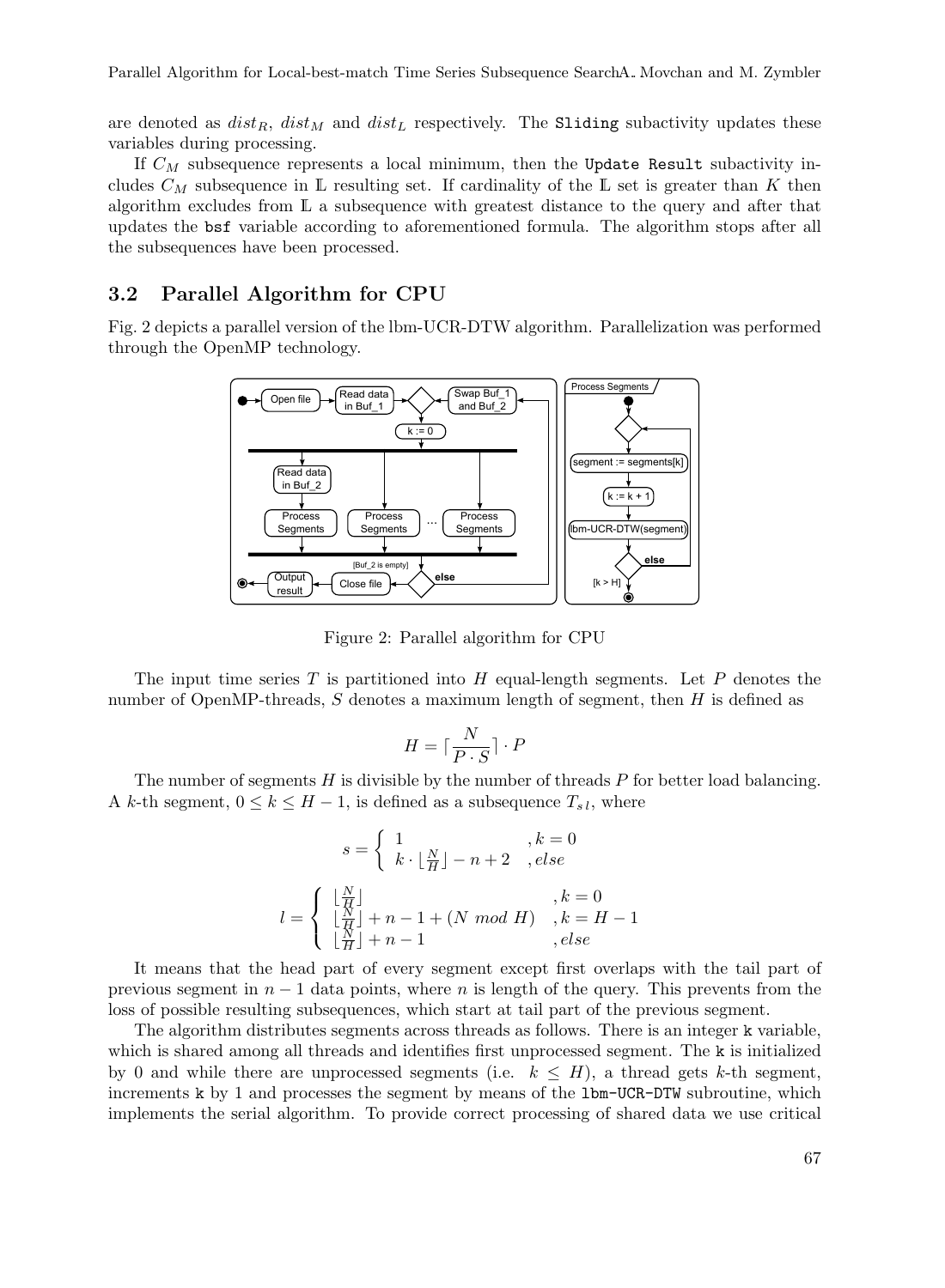are denoted as $dist_R$, $dist_M$ and $dist_L$ respectively. The `Sliding` subactivity updates these variables during processing.

If $C_M$ subsequence represents a local minimum, then the `Update Result` subactivity includes $C_M$ subsequence in $\mathbb{L}$ resulting set. If cardinality of the $\mathbb{L}$ set is greater than $K$ then algorithm excludes from $\mathbb{L}$ a subsequence with greatest distance to the query and after that updates the `bsf` variable according to aforementioned formula. The algorithm stops after all the subsequences have been processed.

## 3.2 Parallel Algorithm for CPU

Fig. 2 depicts a parallel version of the lbm-UCR-DTW algorithm. Parallelization was performed through the OpenMP technology.

Figure 2: Parallel algorithm for CPU

The input time series $T$ is partitioned into $H$ equal-length segments. Let $P$ denotes the number of OpenMP-threads, $S$ denotes a maximum length of segment, then $H$ is defined as

$$H = \lceil \frac{N}{P \cdot S} \rceil \cdot P$$

The number of segments $H$ is divisible by the number of threads $P$ for better load balancing. A $k$-th segment, $0 \leq k \leq H-1$, is defined as a subsequence $T_{s\,l}$, where

$$s = \begin{cases} 1 & , k = 0 \\ k \cdot \lfloor \frac{N}{H} \rfloor - n + 2 & , else \end{cases}$$

$$l = \begin{cases} \lfloor \frac{N}{H} \rfloor & , k = 0 \\ \lfloor \frac{N}{H} \rfloor + n - 1 + (N \ mod \ H) & , k = H - 1 \\ \lfloor \frac{N}{H} \rfloor + n - 1 & , else \end{cases}$$

It means that the head part of every segment except first overlaps with the tail part of previous segment in $n-1$ data points, where $n$ is length of the query. This prevents from the loss of possible resulting subsequences, which start at tail part of the previous segment.

The algorithm distributes segments across threads as follows. There is an integer `k` variable, which is shared among all threads and identifies first unprocessed segment. The `k` is initialized by 0 and while there are unprocessed segments (i.e. $k \leq H$), a thread gets $k$-th segment, increments `k` by 1 and processes the segment by means of the `lbm-UCR-DTW` subroutine, which implements the serial algorithm. To provide correct processing of shared data we use critical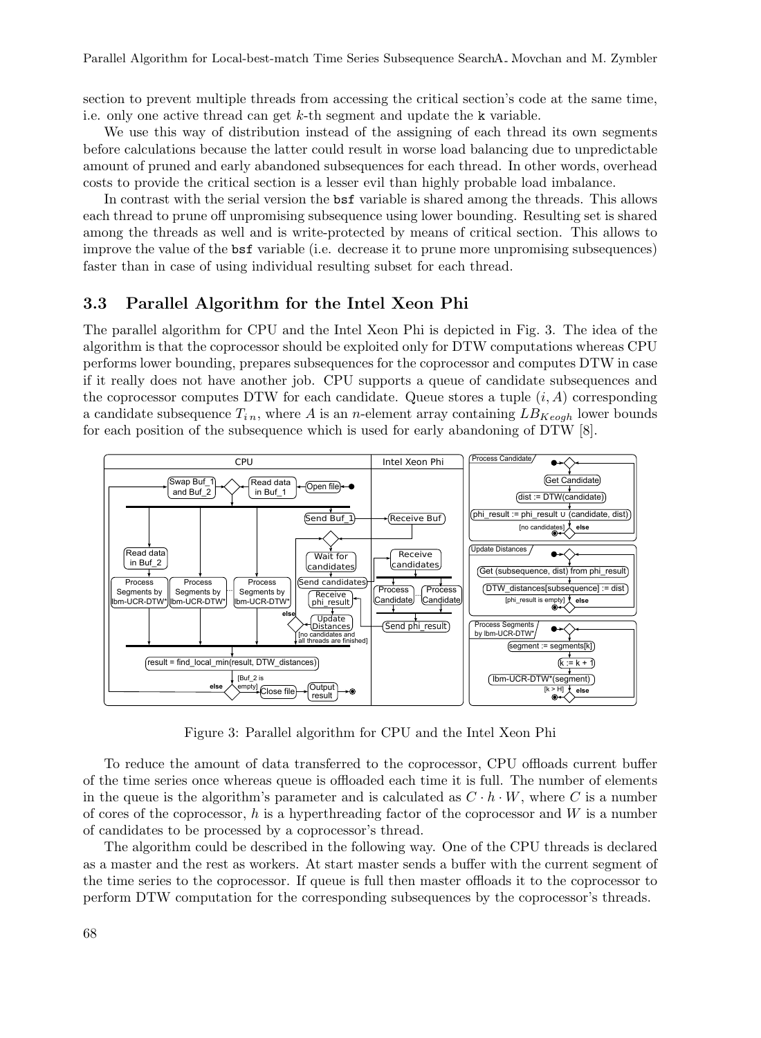section to prevent multiple threads from accessing the critical section's code at the same time, i.e. only one active thread can get $k$-th segment and update the k variable.

We use this way of distribution instead of the assigning of each thread its own segments before calculations because the latter could result in worse load balancing due to unpredictable amount of pruned and early abandoned subsequences for each thread. In other words, overhead costs to provide the critical section is a lesser evil than highly probable load imbalance.

In contrast with the serial version the bsf variable is shared among the threads. This allows each thread to prune off unpromising subsequence using lower bounding. Resulting set is shared among the threads as well and is write-protected by means of critical section. This allows to improve the value of the bsf variable (i.e. decrease it to prune more unpromising subsequences) faster than in case of using individual resulting subset for each thread.

### 3.3 Parallel Algorithm for the Intel Xeon Phi

The parallel algorithm for CPU and the Intel Xeon Phi is depicted in Fig. 3. The idea of the algorithm is that the coprocessor should be exploited only for DTW computations whereas CPU performs lower bounding, prepares subsequences for the coprocessor and computes DTW in case if it really does not have another job. CPU supports a queue of candidate subsequences and the coprocessor computes DTW for each candidate. Queue stores a tuple $(i, A)$ corresponding a candidate subsequence $T_{i\,n}$, where $A$ is an $n$-element array containing $LB_{Keogh}$ lower bounds for each position of the subsequence which is used for early abandoning of DTW [8].

Figure 3: Parallel algorithm for CPU and the Intel Xeon Phi

To reduce the amount of data transferred to the coprocessor, CPU offloads current buffer of the time series once whereas queue is offloaded each time it is full. The number of elements in the queue is the algorithm's parameter and is calculated as $C \cdot h \cdot W$, where $C$ is a number of cores of the coprocessor, $h$ is a hyperthreading factor of the coprocessor and $W$ is a number of candidates to be processed by a coprocessor's thread.

The algorithm could be described in the following way. One of the CPU threads is declared as a master and the rest as workers. At start master sends a buffer with the current segment of the time series to the coprocessor. If queue is full then master offloads it to the coprocessor to perform DTW computation for the corresponding subsequences by the coprocessor's threads.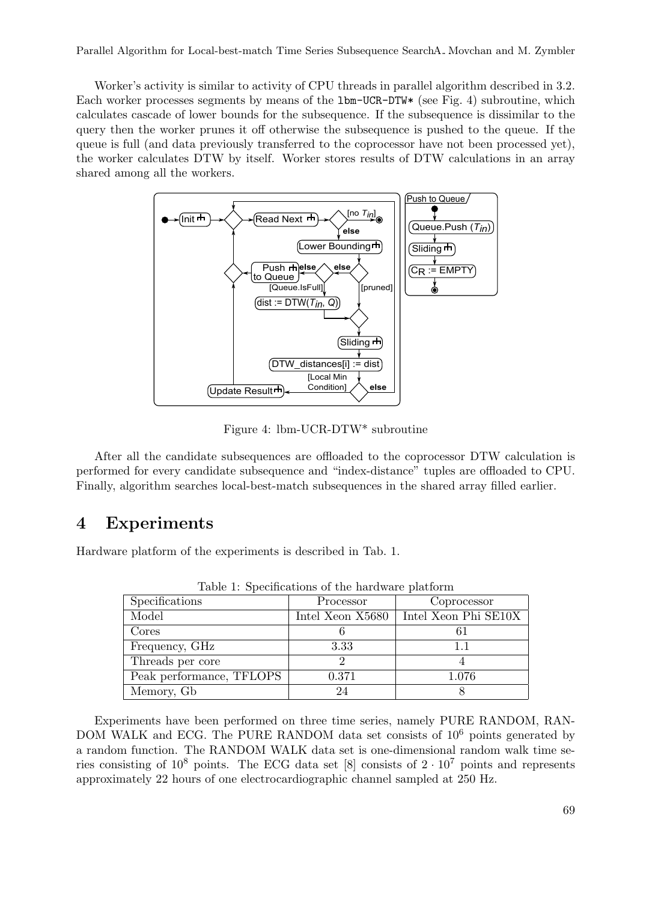Worker's activity is similar to activity of CPU threads in parallel algorithm described in 3.2. Each worker processes segments by means of the `lbm-UCR-DTW*` (see Fig. 4) subroutine, which calculates cascade of lower bounds for the subsequence. If the subsequence is dissimilar to the query then the worker prunes it off otherwise the subsequence is pushed to the queue. If the queue is full (and data previously transferred to the coprocessor have not been processed yet), the worker calculates DTW by itself. Worker stores results of DTW calculations in an array shared among all the workers.

Figure 4: lbm-UCR-DTW* subroutine

After all the candidate subsequences are offloaded to the coprocessor DTW calculation is performed for every candidate subsequence and "index-distance" tuples are offloaded to CPU. Finally, algorithm searches local-best-match subsequences in the shared array filled earlier.

# 4 Experiments

Hardware platform of the experiments is described in Tab. 1.

Table 1: Specifications of the hardware platform

| Specifications | Processor | Coprocessor |
|---|---|---|
| Model | Intel Xeon X5680 | Intel Xeon Phi SE10X |
| Cores | 6 | 61 |
| Frequency, GHz | 3.33 | 1.1 |
| Threads per core | 2 | 4 |
| Peak performance, TFLOPS | 0.371 | 1.076 |
| Memory, Gb | 24 | 8 |

Experiments have been performed on three time series, namely PURE RANDOM, RANDOM WALK and ECG. The PURE RANDOM data set consists of $10^6$ points generated by a random function. The RANDOM WALK data set is one-dimensional random walk time series consisting of $10^8$ points. The ECG data set [8] consists of $2 \cdot 10^7$ points and represents approximately 22 hours of one electrocardiographic channel sampled at 250 Hz.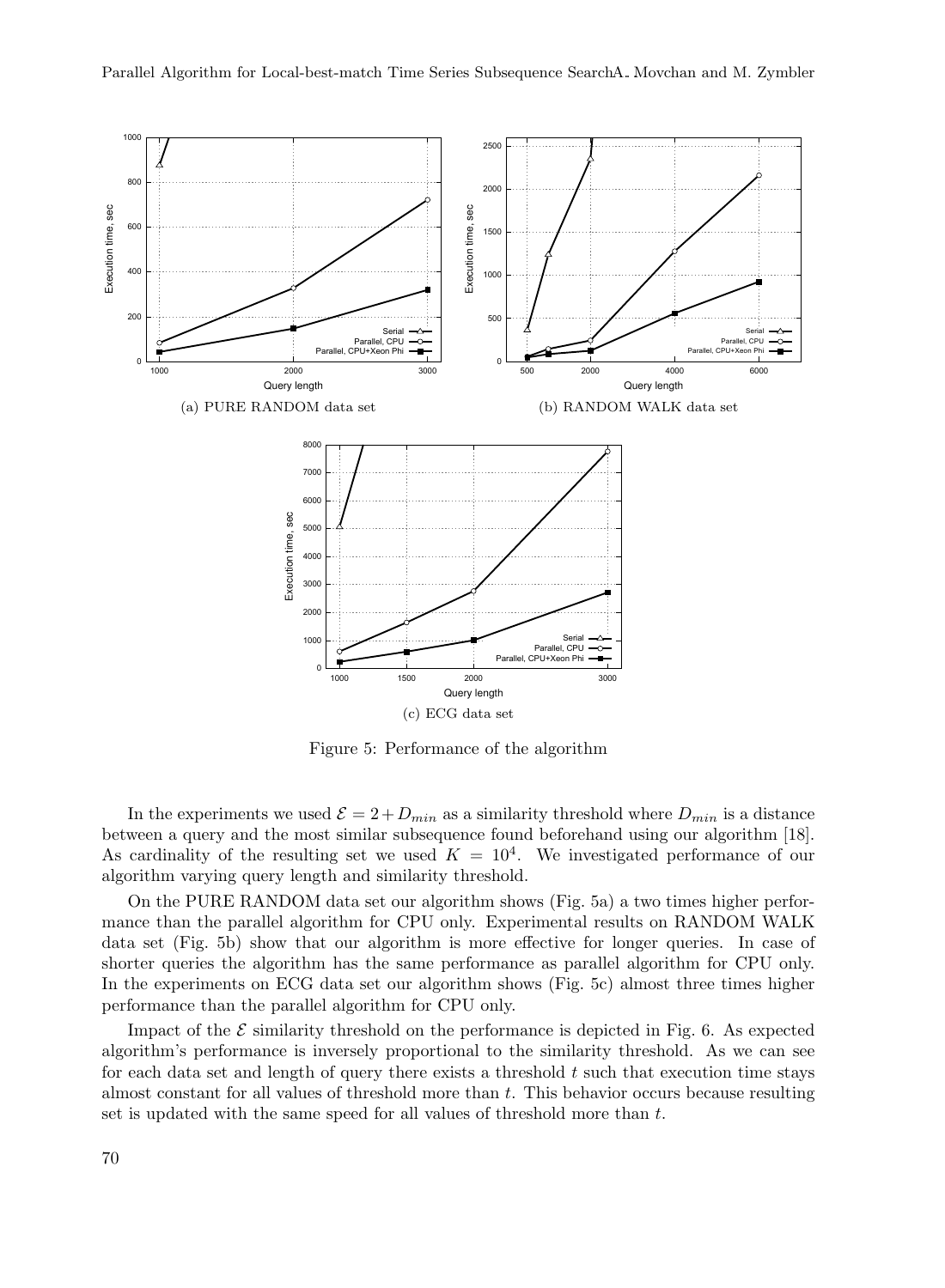(a) PURE RANDOM data set

(b) RANDOM WALK data set

(c) ECG data set

Figure 5: Performance of the algorithm

In the experiments we used $\mathcal{E} = 2 + D_{min}$ as a similarity threshold where $D_{min}$ is a distance between a query and the most similar subsequence found beforehand using our algorithm [18]. As cardinality of the resulting set we used $K = 10^4$. We investigated performance of our algorithm varying query length and similarity threshold.

On the PURE RANDOM data set our algorithm shows (Fig. 5a) a two times higher performance than the parallel algorithm for CPU only. Experimental results on RANDOM WALK data set (Fig. 5b) show that our algorithm is more effective for longer queries. In case of shorter queries the algorithm has the same performance as parallel algorithm for CPU only. In the experiments on ECG data set our algorithm shows (Fig. 5c) almost three times higher performance than the parallel algorithm for CPU only.

Impact of the $\mathcal{E}$ similarity threshold on the performance is depicted in Fig. 6. As expected algorithm's performance is inversely proportional to the similarity threshold. As we can see for each data set and length of query there exists a threshold $t$ such that execution time stays almost constant for all values of threshold more than $t$. This behavior occurs because resulting set is updated with the same speed for all values of threshold more than $t$.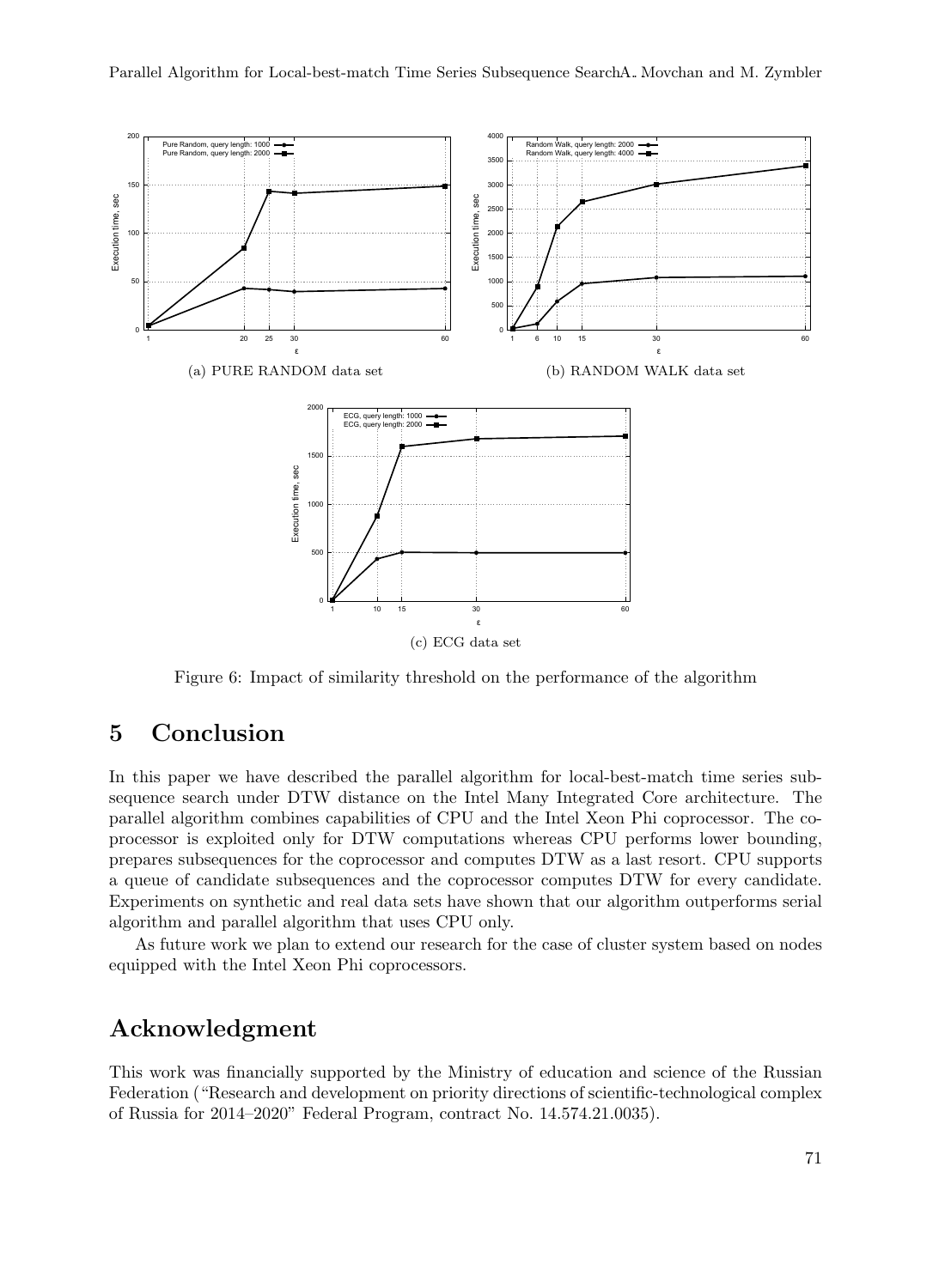(a) PURE RANDOM data set

(b) RANDOM WALK data set

(c) ECG data set

Figure 6: Impact of similarity threshold on the performance of the algorithm

## 5 Conclusion

In this paper we have described the parallel algorithm for local-best-match time series subsequence search under DTW distance on the Intel Many Integrated Core architecture. The parallel algorithm combines capabilities of CPU and the Intel Xeon Phi coprocessor. The coprocessor is exploited only for DTW computations whereas CPU performs lower bounding, prepares subsequences for the coprocessor and computes DTW as a last resort. CPU supports a queue of candidate subsequences and the coprocessor computes DTW for every candidate. Experiments on synthetic and real data sets have shown that our algorithm outperforms serial algorithm and parallel algorithm that uses CPU only.

As future work we plan to extend our research for the case of cluster system based on nodes equipped with the Intel Xeon Phi coprocessors.

## Acknowledgment

This work was financially supported by the Ministry of education and science of the Russian Federation ("Research and development on priority directions of scientific-technological complex of Russia for 2014–2020" Federal Program, contract No. 14.574.21.0035).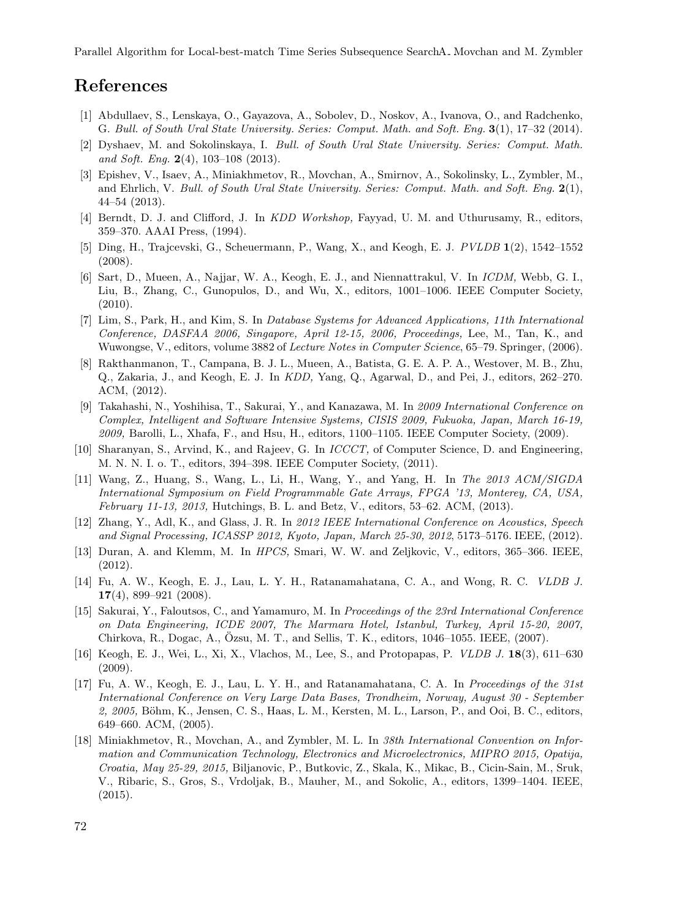## References

[1] Abdullaev, S., Lenskaya, O., Gayazova, A., Sobolev, D., Noskov, A., Ivanova, O., and Radchenko, G. *Bull. of South Ural State University. Series: Comput. Math. and Soft. Eng.* **3**(1), 17–32 (2014).

[2] Dyshaev, M. and Sokolinskaya, I. *Bull. of South Ural State University. Series: Comput. Math. and Soft. Eng.* **2**(4), 103–108 (2013).

[3] Epishev, V., Isaev, A., Miniakhmetov, R., Movchan, A., Smirnov, A., Sokolinsky, L., Zymbler, M., and Ehrlich, V. *Bull. of South Ural State University. Series: Comput. Math. and Soft. Eng.* **2**(1), 44–54 (2013).

[4] Berndt, D. J. and Clifford, J. In *KDD Workshop,* Fayyad, U. M. and Uthurusamy, R., editors, 359–370. AAAI Press, (1994).

[5] Ding, H., Trajcevski, G., Scheuermann, P., Wang, X., and Keogh, E. J. *PVLDB* **1**(2), 1542–1552 (2008).

[6] Sart, D., Mueen, A., Najjar, W. A., Keogh, E. J., and Niennattrakul, V. In *ICDM,* Webb, G. I., Liu, B., Zhang, C., Gunopulos, D., and Wu, X., editors, 1001–1006. IEEE Computer Society, (2010).

[7] Lim, S., Park, H., and Kim, S. In *Database Systems for Advanced Applications, 11th International Conference, DASFAA 2006, Singapore, April 12-15, 2006, Proceedings,* Lee, M., Tan, K., and Wuwongse, V., editors, volume 3882 of *Lecture Notes in Computer Science*, 65–79. Springer, (2006).

[8] Rakthanmanon, T., Campana, B. J. L., Mueen, A., Batista, G. E. A. P. A., Westover, M. B., Zhu, Q., Zakaria, J., and Keogh, E. J. In *KDD,* Yang, Q., Agarwal, D., and Pei, J., editors, 262–270. ACM, (2012).

[9] Takahashi, N., Yoshihisa, T., Sakurai, Y., and Kanazawa, M. In *2009 International Conference on Complex, Intelligent and Software Intensive Systems, CISIS 2009, Fukuoka, Japan, March 16-19, 2009,* Barolli, L., Xhafa, F., and Hsu, H., editors, 1100–1105. IEEE Computer Society, (2009).

[10] Sharanyan, S., Arvind, K., and Rajeev, G. In *ICCCT,* of Computer Science, D. and Engineering, M. N. N. I. o. T., editors, 394–398. IEEE Computer Society, (2011).

[11] Wang, Z., Huang, S., Wang, L., Li, H., Wang, Y., and Yang, H. In *The 2013 ACM/SIGDA International Symposium on Field Programmable Gate Arrays, FPGA '13, Monterey, CA, USA, February 11-13, 2013,* Hutchings, B. L. and Betz, V., editors, 53–62. ACM, (2013).

[12] Zhang, Y., Adl, K., and Glass, J. R. In *2012 IEEE International Conference on Acoustics, Speech and Signal Processing, ICASSP 2012, Kyoto, Japan, March 25-30, 2012*, 5173–5176. IEEE, (2012).

[13] Duran, A. and Klemm, M. In *HPCS,* Smari, W. W. and Zeljkovic, V., editors, 365–366. IEEE, (2012).

[14] Fu, A. W., Keogh, E. J., Lau, L. Y. H., Ratanamahatana, C. A., and Wong, R. C. *VLDB J.* **17**(4), 899–921 (2008).

[15] Sakurai, Y., Faloutsos, C., and Yamamuro, M. In *Proceedings of the 23rd International Conference on Data Engineering, ICDE 2007, The Marmara Hotel, Istanbul, Turkey, April 15-20, 2007,* Chirkova, R., Dogac, A., Özsu, M. T., and Sellis, T. K., editors, 1046–1055. IEEE, (2007).

[16] Keogh, E. J., Wei, L., Xi, X., Vlachos, M., Lee, S., and Protopapas, P. *VLDB J.* **18**(3), 611–630 (2009).

[17] Fu, A. W., Keogh, E. J., Lau, L. Y. H., and Ratanamahatana, C. A. In *Proceedings of the 31st International Conference on Very Large Data Bases, Trondheim, Norway, August 30 - September 2, 2005,* Böhm, K., Jensen, C. S., Haas, L. M., Kersten, M. L., Larson, P., and Ooi, B. C., editors, 649–660. ACM, (2005).

[18] Miniakhmetov, R., Movchan, A., and Zymbler, M. L. In *38th International Convention on Information and Communication Technology, Electronics and Microelectronics, MIPRO 2015, Opatija, Croatia, May 25-29, 2015,* Biljanovic, P., Butkovic, Z., Skala, K., Mikac, B., Cicin-Sain, M., Sruk, V., Ribaric, S., Gros, S., Vrdoljak, B., Mauher, M., and Sokolic, A., editors, 1399–1404. IEEE, (2015).